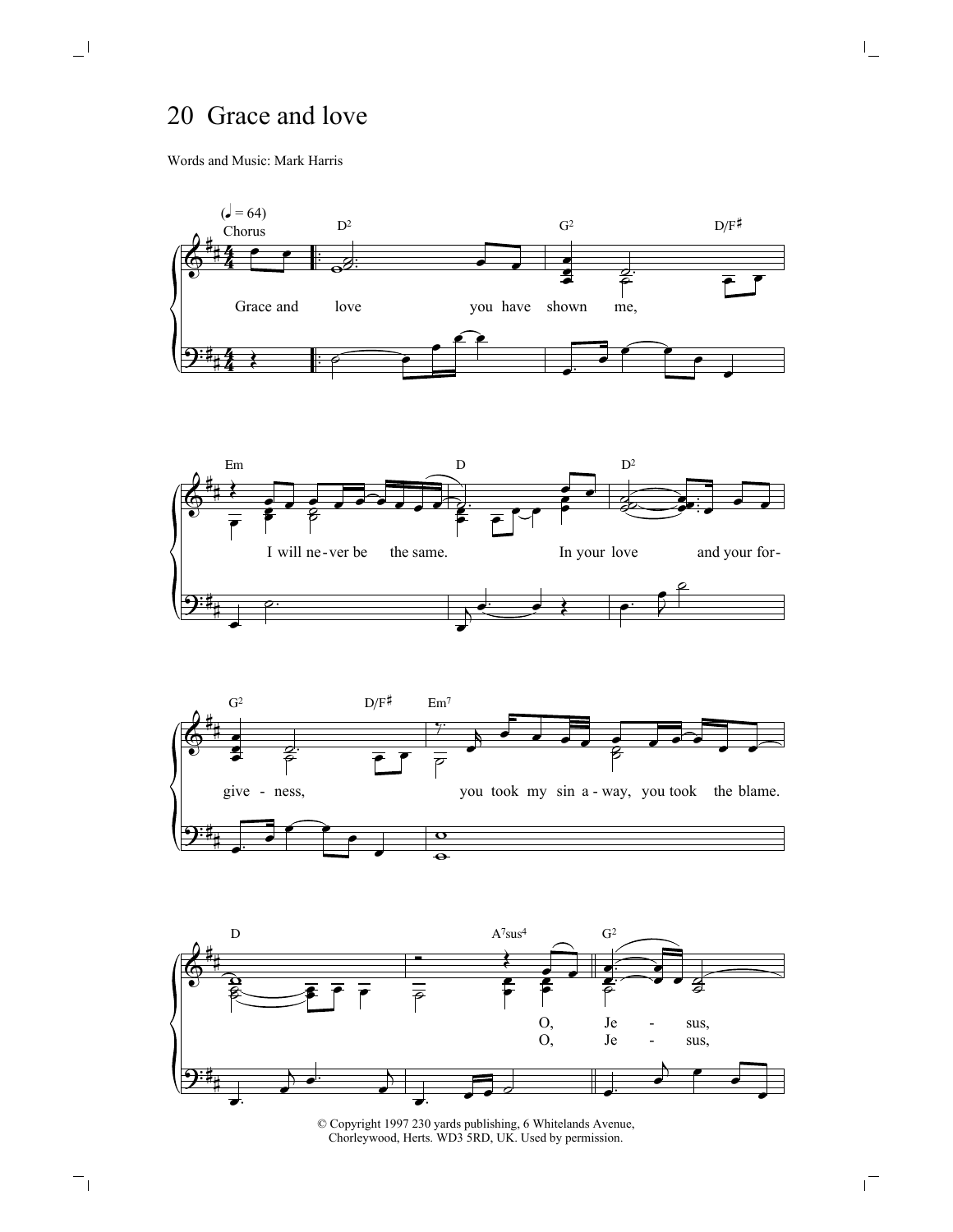# 20 Grace and love

Words and Music: Mark Harris

© Copyright 1997 230 yards publishing, 6 Whitelands Avenue, Chorleywood, Herts. WD3 5RD, UK. Used by permission.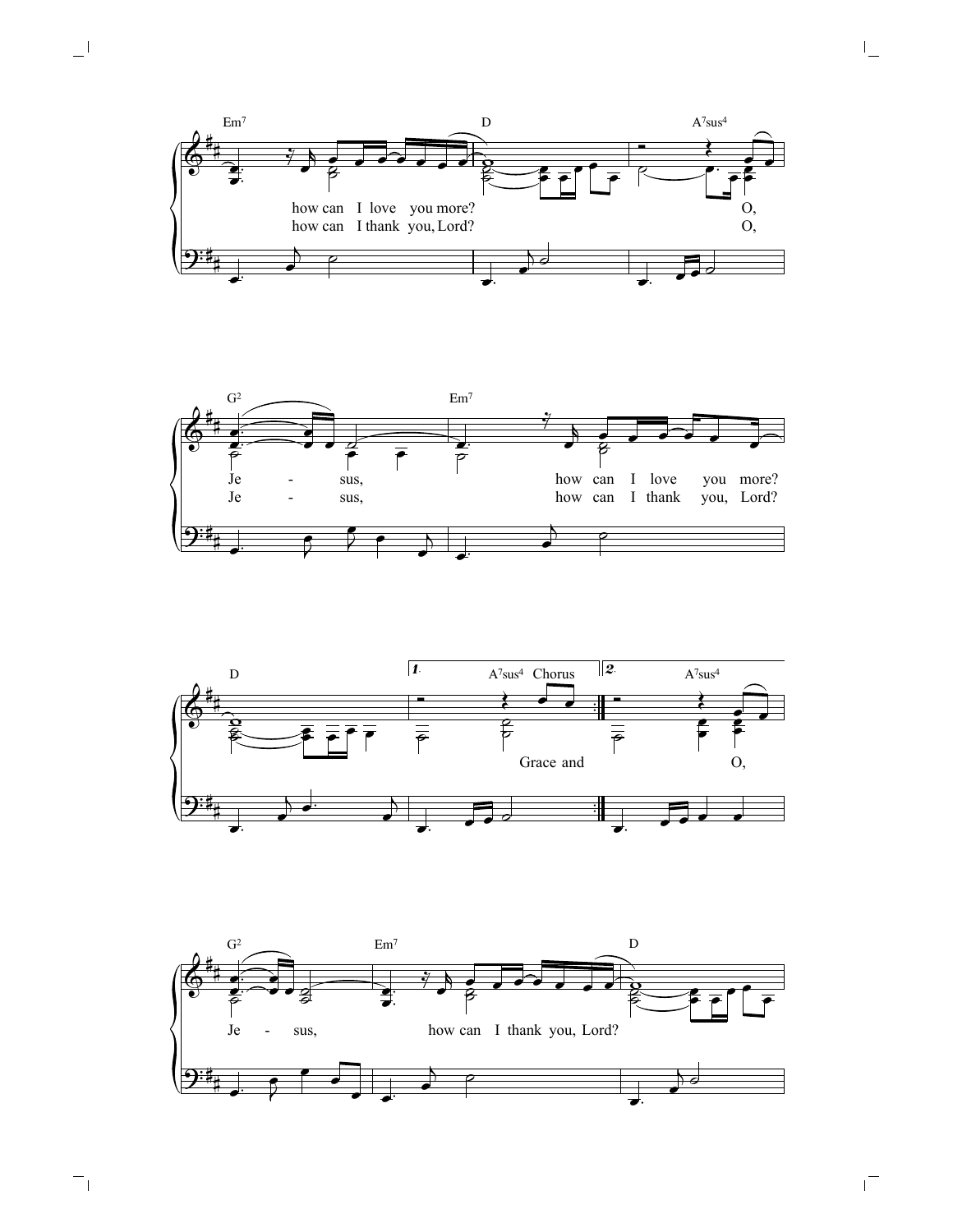Em7 D A7sus4

how can I love you more? O,
how can I thank you, Lord? O,

G2 Em7

Je - sus, how can I love you more?
Je - sus, how can I thank you, Lord?

D 1. A7sus4 Chorus 2. A7sus4

Grace and O,

G2 Em7 D

Je - sus, how can I thank you, Lord?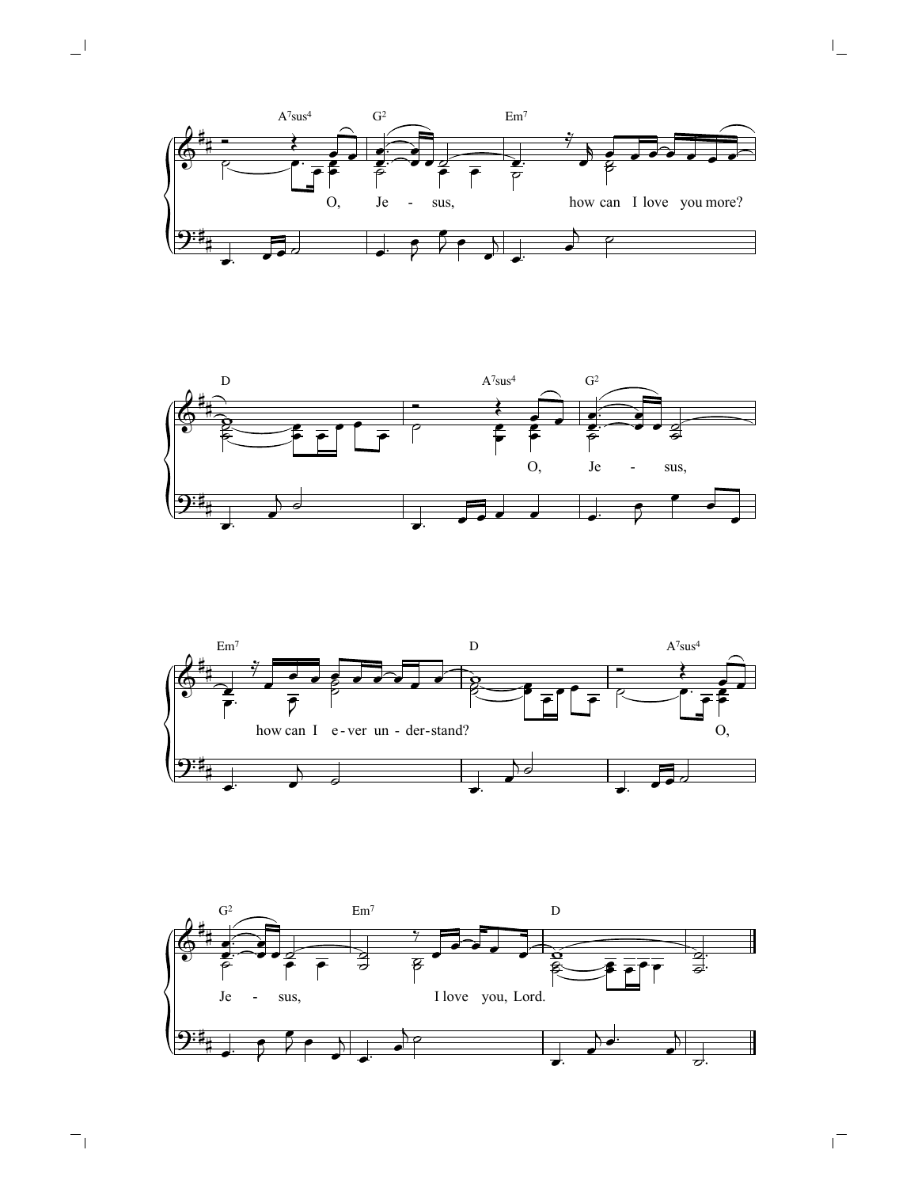A7sus4 G2 Em7

O, Je - sus, how can I love you more?

D A7sus4 G2

O, Je - sus,

Em7 D A7sus4

how can I e - ver un - der - stand? O,

G2 Em7 D

Je - sus, I love you, Lord.